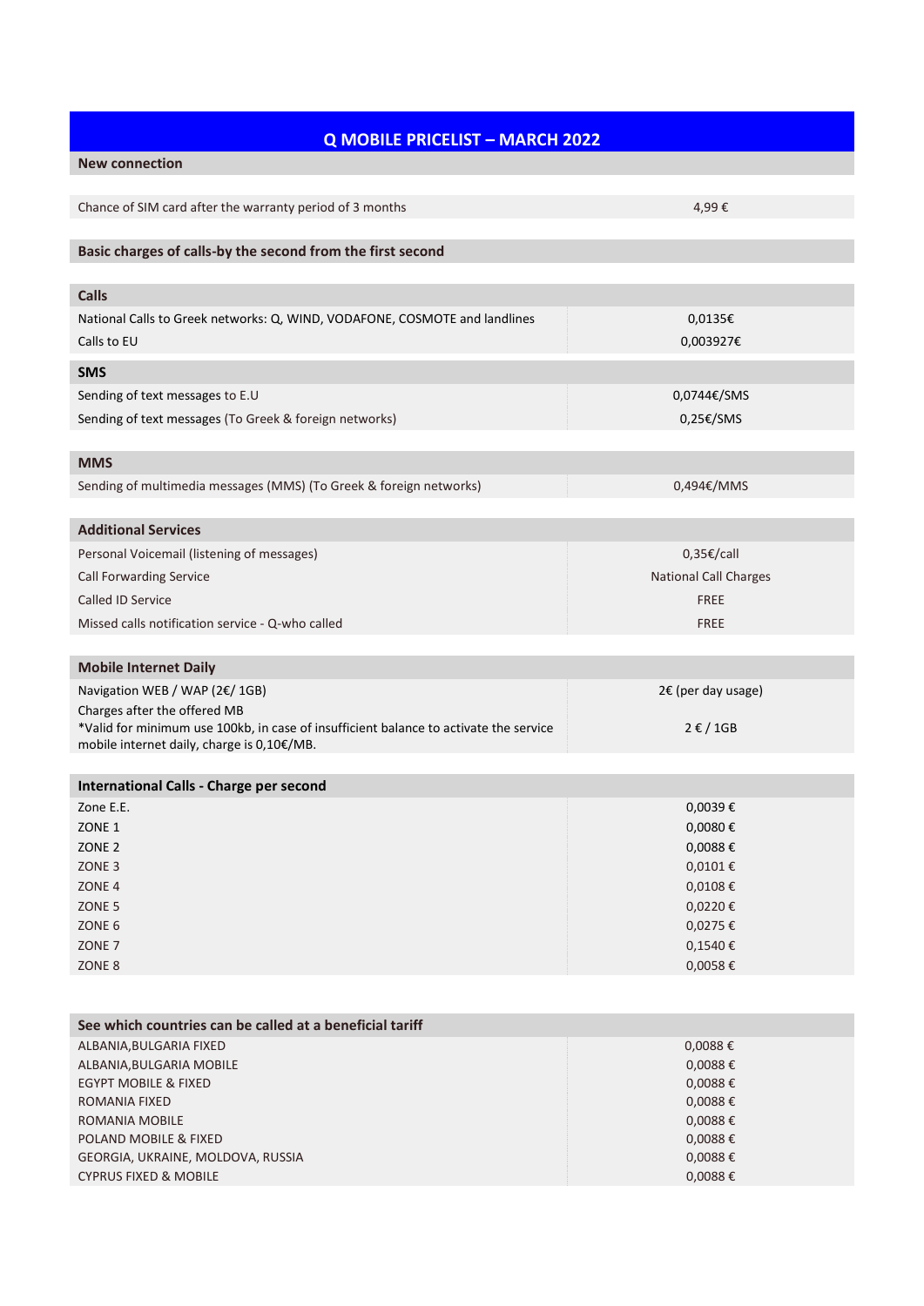# Q MOBILE PRICELIST – MARCH 2022

## New connection

| | |
|---|---|
| Chance of SIM card after the warranty period of 3 months | 4,99 € |

## Basic charges of calls-by the second from the first second

| Calls | |
|---|---|
| National Calls to Greek networks: Q, WIND, VODAFONE, COSMOTE and landlines | 0,0135€ |
| Calls to EU | 0,003927€ |

| SMS | |
|---|---|
| Sending of text messages to E.U | 0,0744€/SMS |
| Sending of text messages (To Greek & foreign networks) | 0,25€/SMS |

| MMS | |
|---|---|
| Sending of multimedia messages (MMS) (To Greek & foreign networks) | 0,494€/MMS |

| Additional Services | |
|---|---|
| Personal Voicemail (listening of messages) | 0,35€/call |
| Call Forwarding Service | National Call Charges |
| Called ID Service | FREE |
| Missed calls notification service - Q-who called | FREE |

| Mobile Internet Daily | |
|---|---|
| Navigation WEB / WAP (2€/ 1GB) | 2€ (per day usage) |
| Charges after the offered MB<br>*Valid for minimum use 100kb, in case of insufficient balance to activate the service mobile internet daily, charge is 0,10€/MB. | 2 € / 1GB |

| International Calls - Charge per second | |
|---|---|
| Zone E.E. | 0,0039 € |
| ZONE 1 | 0,0080 € |
| ZONE 2 | 0,0088 € |
| ZONE 3 | 0,0101 € |
| ZONE 4 | 0,0108 € |
| ZONE 5 | 0,0220 € |
| ZONE 6 | 0,0275 € |
| ZONE 7 | 0,1540 € |
| ZONE 8 | 0,0058 € |

| See which countries can be called at a beneficial tariff | |
|---|---|
| ALBANIA,BULGARIA FIXED | 0,0088 € |
| ALBANIA,BULGARIA MOBILE | 0,0088 € |
| EGYPT MOBILE & FIXED | 0,0088 € |
| ROMANIA FIXED | 0,0088 € |
| ROMANIA MOBILE | 0,0088 € |
| POLAND MOBILE & FIXED | 0,0088 € |
| GEORGIA, UKRAINE, MOLDOVA, RUSSIA | 0,0088 € |
| CYPRUS FIXED & MOBILE | 0,0088 € |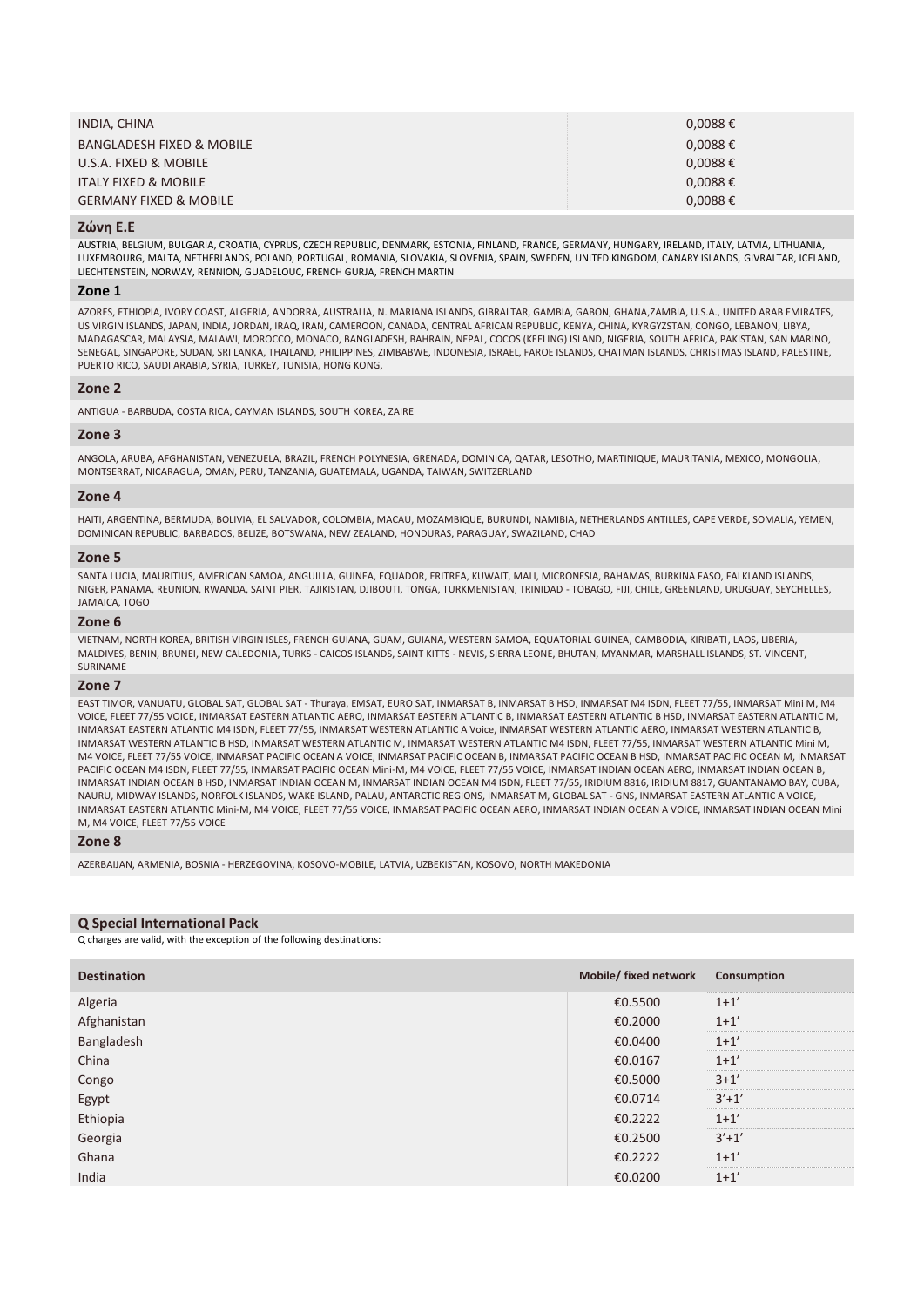| | |
|---|---|
| INDIA, CHINA | 0,0088 € |
| BANGLADESH FIXED & MOBILE | 0,0088 € |
| U.S.A. FIXED & MOBILE | 0,0088 € |
| ITALY FIXED & MOBILE | 0,0088 € |
| GERMANY FIXED & MOBILE | 0,0088 € |

### Ζώνη Ε.Ε

AUSTRIA, BELGIUM, BULGARIA, CROATIA, CYPRUS, CZECH REPUBLIC, DENMARK, ESTONIA, FINLAND, FRANCE, GERMANY, HUNGARY, IRELAND, ITALY, LATVIA, LITHUANIA, LUXEMBOURG, MALTA, NETHERLANDS, POLAND, PORTUGAL, ROMANIA, SLOVAKIA, SLOVENIA, SPAIN, SWEDEN, UNITED KINGDOM, CANARY ISLANDS, GIVRALTAR, ICELAND, LIECHTENSTEIN, NORWAY, RENNION, GUADELOUC, FRENCH GURJA, FRENCH MARTIN

### Zone 1

AZORES, ETHIOPIA, IVORY COAST, ALGERIA, ANDORRA, AUSTRALIA, N. MARIANA ISLANDS, GIBRALTAR, GAMBIA, GABON, GHANA,ZAMBIA, U.S.A., UNITED ARAB EMIRATES, US VIRGIN ISLANDS, JAPAN, INDIA, JORDAN, IRAQ, IRAN, CAMEROON, CANADA, CENTRAL AFRICAN REPUBLIC, KENYA, CHINA, KYRGYZSTAN, CONGO, LEBANON, LIBYA, MADAGASCAR, MALAYSIA, MALAWI, MOROCCO, MONACO, BANGLADESH, BAHRAIN, NEPAL, COCOS (KEELING) ISLAND, NIGERIA, SOUTH AFRICA, PAKISTAN, SAN MARINO, SENEGAL, SINGAPORE, SUDAN, SRI LANKA, THAILAND, PHILIPPINES, ZIMBABWE, INDONESIA, ISRAEL, FAROE ISLANDS, CHATMAN ISLANDS, CHRISTMAS ISLAND, PALESTINE, PUERTO RICO, SAUDI ARABIA, SYRIA, TURKEY, TUNISIA, HONG KONG,

### Zone 2

ANTIGUA - BARBUDA, COSTA RICA, CAYMAN ISLANDS, SOUTH KOREA, ZAIRE

### Zone 3

ANGOLA, ARUBA, AFGHANISTAN, VENEZUELA, BRAZIL, FRENCH POLYNESIA, GRENADA, DOMINICA, QATAR, LESOTHO, MARTINIQUE, MAURITANIA, MEXICO, MONGOLIA, MONTSERRAT, NICARAGUA, OMAN, PERU, TANZANIA, GUATEMALA, UGANDA, TAIWAN, SWITZERLAND

### Zone 4

HAITI, ARGENTINA, BERMUDA, BOLIVIA, EL SALVADOR, COLOMBIA, MACAU, MOZAMBIQUE, BURUNDI, NAMIBIA, NETHERLANDS ANTILLES, CAPE VERDE, SOMALIA, YEMEN, DOMINICAN REPUBLIC, BARBADOS, BELIZE, BOTSWANA, NEW ZEALAND, HONDURAS, PARAGUAY, SWAZILAND, CHAD

### Zone 5

SANTA LUCIA, MAURITIUS, AMERICAN SAMOA, ANGUILLA, GUINEA, EQUADOR, ERITREA, KUWAIT, MALI, MICRONESIA, BAHAMAS, BURKINA FASO, FALKLAND ISLANDS, NIGER, PANAMA, REUNION, RWANDA, SAINT PIER, TAJIKISTAN, DJIBOUTI, TONGA, TURKMENISTAN, TRINIDAD - TOBAGO, FIJI, CHILE, GREENLAND, URUGUAY, SEYCHELLES, JAMAICA, TOGO

### Zone 6

VIETNAM, NORTH KOREA, BRITISH VIRGIN ISLES, FRENCH GUIANA, GUAM, GUIANA, WESTERN SAMOA, EQUATORIAL GUINEA, CAMBODIA, KIRIBATI, LAOS, LIBERIA, MALDIVES, BENIN, BRUNEI, NEW CALEDONIA, TURKS - CAICOS ISLANDS, SAINT KITTS - NEVIS, SIERRA LEONE, BHUTAN, MYANMAR, MARSHALL ISLANDS, ST. VINCENT, SURINAME

### Zone 7

EAST TIMOR, VANUATU, GLOBAL SAT, GLOBAL SAT - Thuraya, EMSAT, EURO SAT, INMARSAT B, INMARSAT B HSD, INMARSAT M4 ISDN, FLEET 77/55, INMARSAT Mini M, M4 VOICE, FLEET 77/55 VOICE, INMARSAT EASTERN ATLANTIC AERO, INMARSAT EASTERN ATLANTIC B, INMARSAT EASTERN ATLANTIC B HSD, INMARSAT EASTERN ATLANTIC M, INMARSAT EASTERN ATLANTIC M4 ISDN, FLEET 77/55, INMARSAT WESTERN ATLANTIC A Voice, INMARSAT WESTERN ATLANTIC AERO, INMARSAT WESTERN ATLANTIC B, INMARSAT WESTERN ATLANTIC B HSD, INMARSAT WESTERN ATLANTIC M, INMARSAT WESTERN ATLANTIC M4 ISDN, FLEET 77/55, INMARSAT WESTERN ATLANTIC Mini M, M4 VOICE, FLEET 77/55 VOICE, INMARSAT PACIFIC OCEAN A VOICE, INMARSAT PACIFIC OCEAN B, INMARSAT PACIFIC OCEAN B HSD, INMARSAT PACIFIC OCEAN M, INMARSAT PACIFIC OCEAN M4 ISDN, FLEET 77/55, INMARSAT PACIFIC OCEAN Mini-M, M4 VOICE, FLEET 77/55 VOICE, INMARSAT INDIAN OCEAN AERO, INMARSAT INDIAN OCEAN B, INMARSAT INDIAN OCEAN B HSD, INMARSAT INDIAN OCEAN M, INMARSAT INDIAN OCEAN M4 ISDN, FLEET 77/55, IRIDIUM 8816, IRIDIUM 8817, GUANTANAMO BAY, CUBA, NAURU, MIDWAY ISLANDS, NORFOLK ISLANDS, WAKE ISLAND, PALAU, ANTARCTIC REGIONS, INMARSAT M, GLOBAL SAT - GNS, INMARSAT EASTERN ATLANTIC A VOICE, INMARSAT EASTERN ATLANTIC Mini-M, M4 VOICE, FLEET 77/55 VOICE, INMARSAT PACIFIC OCEAN AERO, INMARSAT INDIAN OCEAN A VOICE, INMARSAT INDIAN OCEAN Mini M, M4 VOICE, FLEET 77/55 VOICE

### Zone 8

AZERBAIJAN, ARMENIA, BOSNIA - HERZEGOVINA, KOSOVO-MOBILE, LATVIA, UZBEKISTAN, KOSOVO, NORTH MAKEDONIA

### Q Special International Pack

Q charges are valid, with the exception of the following destinations:

| Destination | Mobile/ fixed network | Consumption |
|---|---|---|
| Algeria | €0.5500 | 1+1′ |
| Afghanistan | €0.2000 | 1+1′ |
| Bangladesh | €0.0400 | 1+1′ |
| China | €0.0167 | 1+1′ |
| Congo | €0.5000 | 3+1′ |
| Egypt | €0.0714 | 3′+1′ |
| Ethiopia | €0.2222 | 1+1′ |
| Georgia | €0.2500 | 3′+1′ |
| Ghana | €0.2222 | 1+1′ |
| India | €0.0200 | 1+1′ |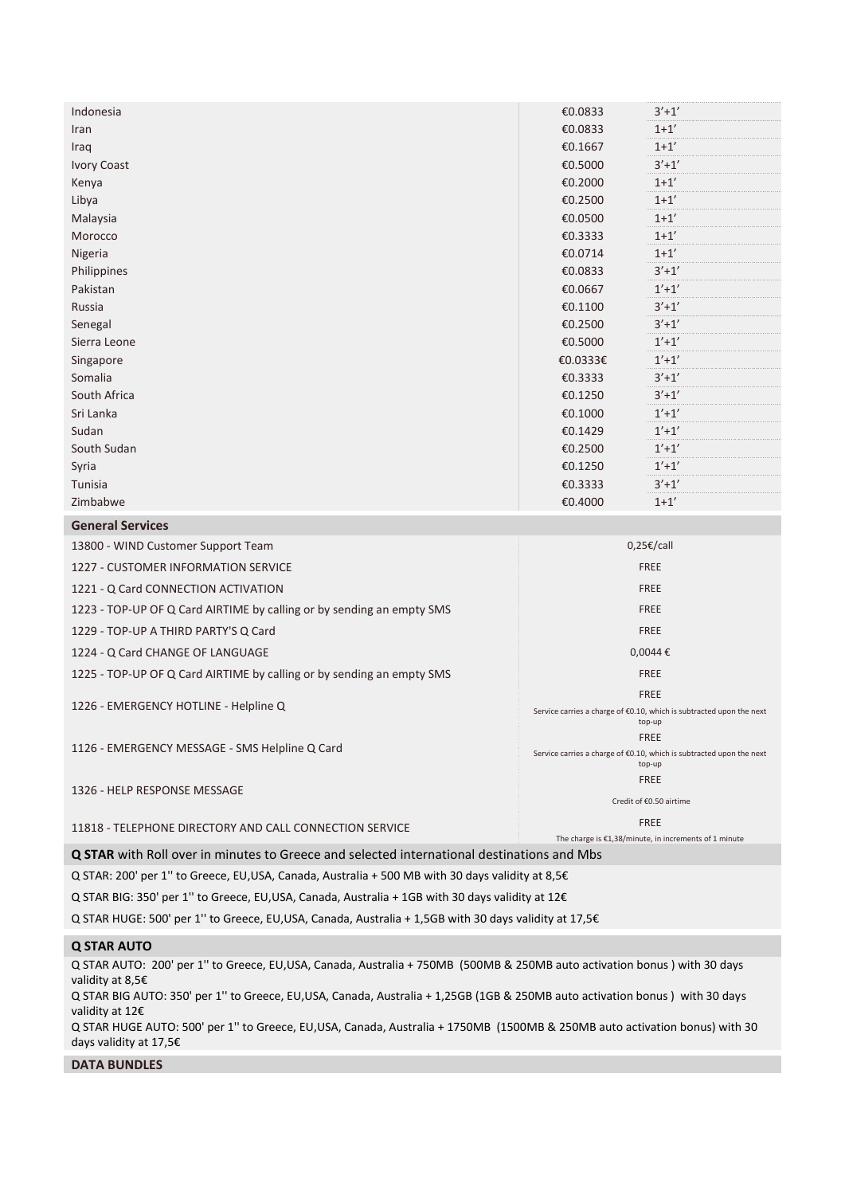| | | |
|---|---|---|
| Indonesia | €0.0833 | 3'+1' |
| Iran | €0.0833 | 1+1' |
| Iraq | €0.1667 | 1+1' |
| Ivory Coast | €0.5000 | 3'+1' |
| Kenya | €0.2000 | 1+1' |
| Libya | €0.2500 | 1+1' |
| Malaysia | €0.0500 | 1+1' |
| Morocco | €0.3333 | 1+1' |
| Nigeria | €0.0714 | 1+1' |
| Philippines | €0.0833 | 3'+1' |
| Pakistan | €0.0667 | 1'+1' |
| Russia | €0.1100 | 3'+1' |
| Senegal | €0.2500 | 3'+1' |
| Sierra Leone | €0.5000 | 1'+1' |
| Singapore | €0.0333€ | 1'+1' |
| Somalia | €0.3333 | 3'+1' |
| South Africa | €0.1250 | 3'+1' |
| Sri Lanka | €0.1000 | 1'+1' |
| Sudan | €0.1429 | 1'+1' |
| South Sudan | €0.2500 | 1'+1' |
| Syria | €0.1250 | 1'+1' |
| Tunisia | €0.3333 | 3'+1' |
| Zimbabwe | €0.4000 | 1+1' |

## General Services

| | |
|---|---|
| 13800 - WIND Customer Support Team | 0,25€/call |
| 1227 - CUSTOMER INFORMATION SERVICE | FREE |
| 1221 - Q Card CONNECTION ACTIVATION | FREE |
| 1223 - TOP-UP OF Q Card AIRTIME by calling or by sending an empty SMS | FREE |
| 1229 - TOP-UP A THIRD PARTY'S Q Card | FREE |
| 1224 - Q Card CHANGE OF LANGUAGE | 0,0044 € |
| 1225 - TOP-UP OF Q Card AIRTIME by calling or by sending an empty SMS | FREE |
| 1226 - EMERGENCY HOTLINE - Helpline Q | FREE<br>Service carries a charge of €0.10, which is subtracted upon the next top-up |
| 1126 - EMERGENCY MESSAGE - SMS Helpline Q Card | FREE<br>Service carries a charge of €0.10, which is subtracted upon the next top-up |
| 1326 - HELP RESPONSE MESSAGE | FREE<br>Credit of €0.50 airtime |
| 11818 - TELEPHONE DIRECTORY AND CALL CONNECTION SERVICE | FREE<br>The charge is €1,38/minute, in increments of 1 minute |

**Q STAR** with Roll over in minutes to Greece and selected international destinations and Mbs

Q STAR: 200' per 1'' to Greece, EU,USA, Canada, Australia + 500 MB with 30 days validity at 8,5€

Q STAR BIG: 350' per 1'' to Greece, EU,USA, Canada, Australia + 1GB with 30 days validity at 12€

Q STAR HUGE: 500' per 1'' to Greece, EU,USA, Canada, Australia + 1,5GB with 30 days validity at 17,5€

## Q STAR AUTO

Q STAR AUTO: 200' per 1'' to Greece, EU,USA, Canada, Australia + 750MB (500MB & 250MB auto activation bonus ) with 30 days validity at 8,5€

Q STAR BIG AUTO: 350' per 1'' to Greece, EU,USA, Canada, Australia + 1,25GB (1GB & 250MB auto activation bonus ) with 30 days validity at 12€

Q STAR HUGE AUTO: 500' per 1'' to Greece, EU,USA, Canada, Australia + 1750MB (1500MB & 250MB auto activation bonus) with 30 days validity at 17,5€

## DATA BUNDLES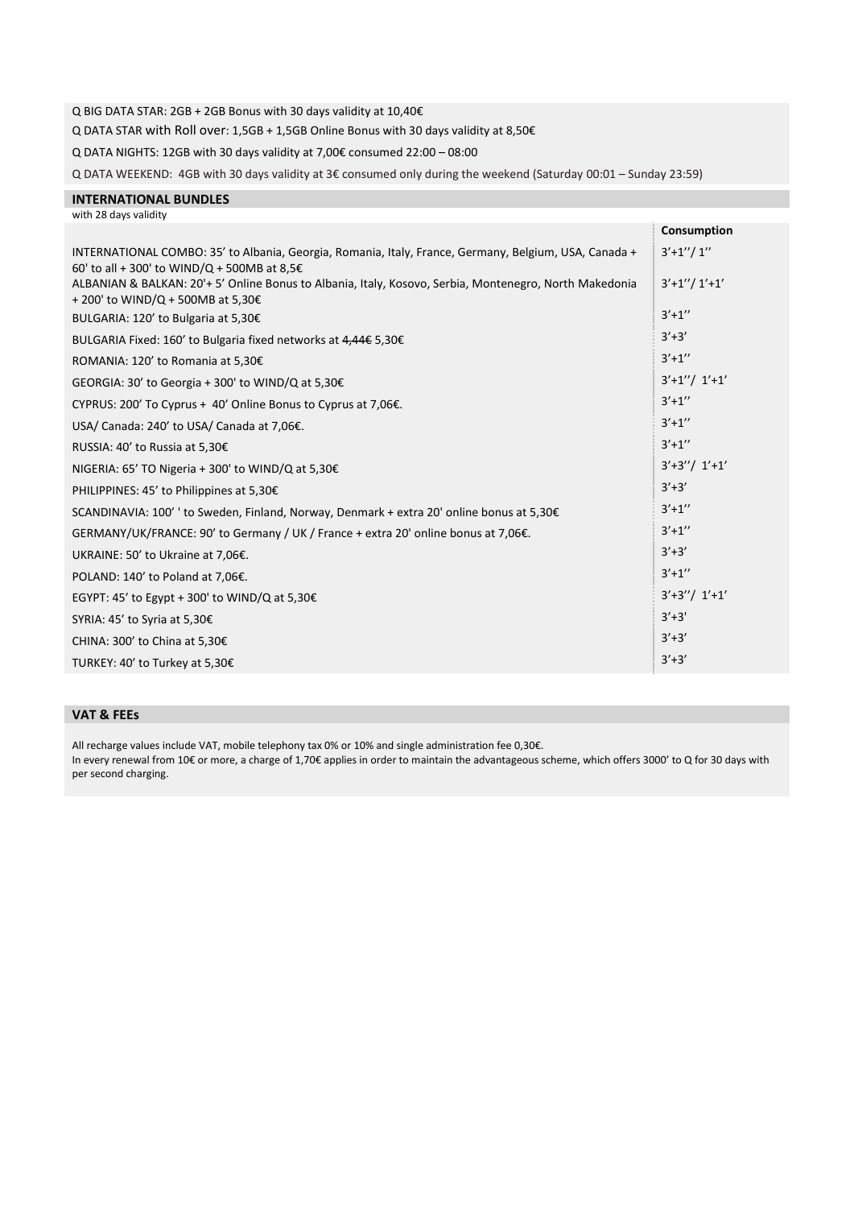Q BIG DATA STAR: 2GB + 2GB Bonus with 30 days validity at 10,40€

Q DATA STAR with Roll over: 1,5GB + 1,5GB Online Bonus with 30 days validity at 8,50€

Q DATA NIGHTS: 12GB with 30 days validity at 7,00€ consumed 22:00 – 08:00

Q DATA WEEKEND: 4GB with 30 days validity at 3€ consumed only during the weekend (Saturday 00:01 – Sunday 23:59)

## INTERNATIONAL BUNDLES

with 28 days validity

| | Consumption |
|---|---|
| INTERNATIONAL COMBO: 35' to Albania, Georgia, Romania, Italy, France, Germany, Belgium, USA, Canada + 60' to all + 300' to WIND/Q + 500MB at 8,5€ | 3'+1''/ 1'' |
| ALBANIAN & BALKAN: 20'+ 5' Online Bonus to Albania, Italy, Kosovo, Serbia, Montenegro, North Makedonia + 200' to WIND/Q + 500MB at 5,30€ | 3'+1''/ 1'+1' |
| BULGARIA: 120' to Bulgaria at 5,30€ | 3'+1'' |
| BULGARIA Fixed: 160' to Bulgaria fixed networks at ~~4,44€~~ 5,30€ | 3'+3' |
| ROMANIA: 120' to Romania at 5,30€ | 3'+1'' |
| GEORGIA: 30' to Georgia + 300' to WIND/Q at 5,30€ | 3'+1''/ 1'+1' |
| CYPRUS: 200' To Cyprus + 40' Online Bonus to Cyprus at 7,06€. | 3'+1'' |
| USA/ Canada: 240' to USA/ Canada at 7,06€. | 3'+1'' |
| RUSSIA: 40' to Russia at 5,30€ | 3'+1'' |
| NIGERIA: 65' TO Nigeria + 300' to WIND/Q at 5,30€ | 3'+3''/ 1'+1' |
| PHILIPPINES: 45' to Philippines at 5,30€ | 3'+3' |
| SCANDINAVIA: 100' ' to Sweden, Finland, Norway, Denmark + extra 20' online bonus at 5,30€ | 3'+1'' |
| GERMANY/UK/FRANCE: 90' to Germany / UK / France + extra 20' online bonus at 7,06€. | 3'+1'' |
| UKRAINE: 50' to Ukraine at 7,06€. | 3'+3' |
| POLAND: 140' to Poland at 7,06€. | 3'+1'' |
| EGYPT: 45' to Egypt + 300' to WIND/Q at 5,30€ | 3'+3''/ 1'+1' |
| SYRIA: 45' to Syria at 5,30€ | 3'+3' |
| CHINA: 300' to China at 5,30€ | 3'+3' |
| TURKEY: 40' to Turkey at 5,30€ | 3'+3' |

## VAT & FEEs

All recharge values include VAT, mobile telephony tax 0% or 10% and single administration fee 0,30€.
In every renewal from 10€ or more, a charge of 1,70€ applies in order to maintain the advantageous scheme, which offers 3000' to Q for 30 days with per second charging.